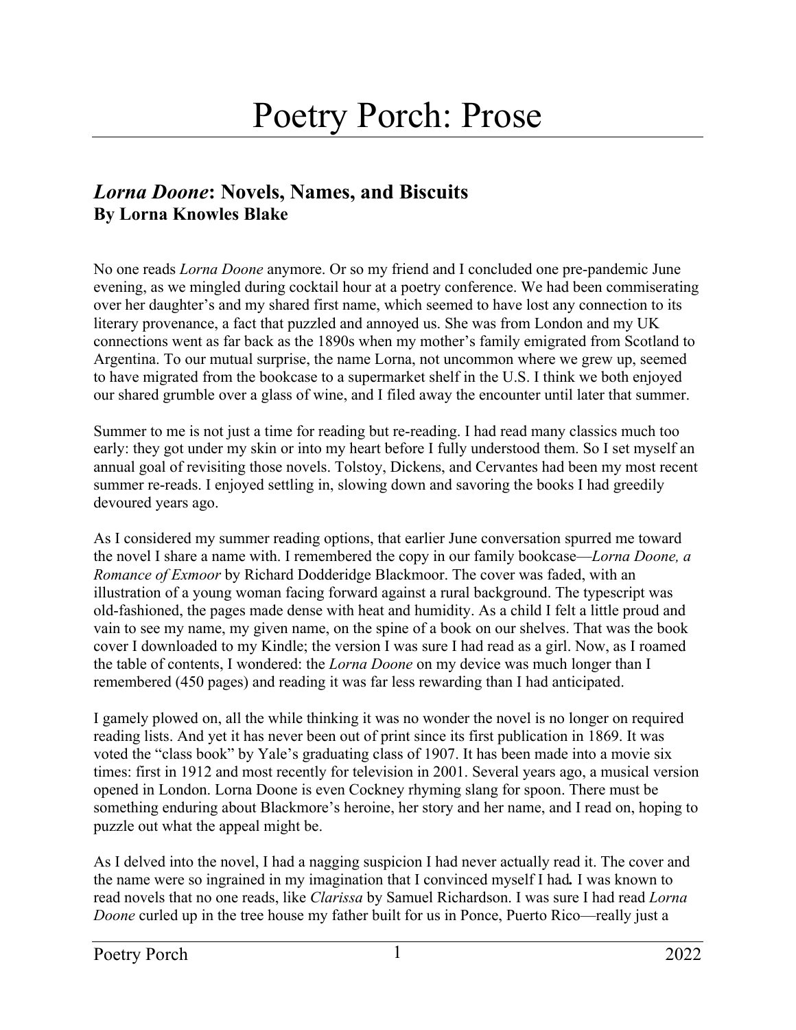# Poetry Porch: Prose

## *Lorna Doone*: Novels, Names, and Biscuits
### By Lorna Knowles Blake

No one reads *Lorna Doone* anymore. Or so my friend and I concluded one pre-pandemic June evening, as we mingled during cocktail hour at a poetry conference. We had been commiserating over her daughter's and my shared first name, which seemed to have lost any connection to its literary provenance, a fact that puzzled and annoyed us. She was from London and my UK connections went as far back as the 1890s when my mother's family emigrated from Scotland to Argentina. To our mutual surprise, the name Lorna, not uncommon where we grew up, seemed to have migrated from the bookcase to a supermarket shelf in the U.S. I think we both enjoyed our shared grumble over a glass of wine, and I filed away the encounter until later that summer.

Summer to me is not just a time for reading but re-reading. I had read many classics much too early: they got under my skin or into my heart before I fully understood them. So I set myself an annual goal of revisiting those novels. Tolstoy, Dickens, and Cervantes had been my most recent summer re-reads. I enjoyed settling in, slowing down and savoring the books I had greedily devoured years ago.

As I considered my summer reading options, that earlier June conversation spurred me toward the novel I share a name with. I remembered the copy in our family bookcase—*Lorna Doone, a Romance of Exmoor* by Richard Dodderidge Blackmoor. The cover was faded, with an illustration of a young woman facing forward against a rural background. The typescript was old-fashioned, the pages made dense with heat and humidity. As a child I felt a little proud and vain to see my name, my given name, on the spine of a book on our shelves. That was the book cover I downloaded to my Kindle; the version I was sure I had read as a girl. Now, as I roamed the table of contents, I wondered: the *Lorna Doone* on my device was much longer than I remembered (450 pages) and reading it was far less rewarding than I had anticipated.

I gamely plowed on, all the while thinking it was no wonder the novel is no longer on required reading lists. And yet it has never been out of print since its first publication in 1869. It was voted the "class book" by Yale's graduating class of 1907. It has been made into a movie six times: first in 1912 and most recently for television in 2001. Several years ago, a musical version opened in London. Lorna Doone is even Cockney rhyming slang for spoon. There must be something enduring about Blackmore's heroine, her story and her name, and I read on, hoping to puzzle out what the appeal might be.

As I delved into the novel, I had a nagging suspicion I had never actually read it. The cover and the name were so ingrained in my imagination that I convinced myself I had**.** I was known to read novels that no one reads, like *Clarissa* by Samuel Richardson. I was sure I had read *Lorna Doone* curled up in the tree house my father built for us in Ponce, Puerto Rico—really just a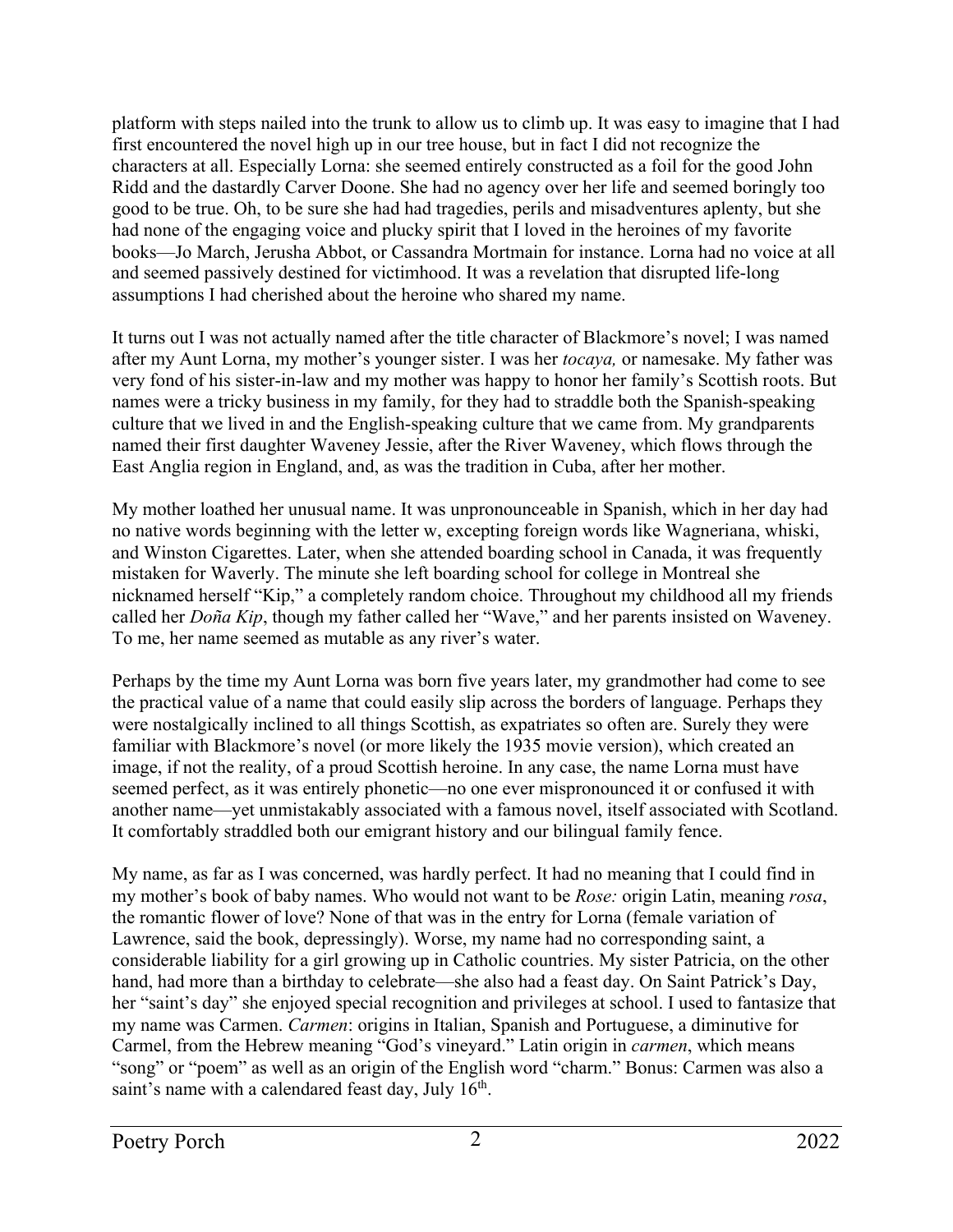platform with steps nailed into the trunk to allow us to climb up. It was easy to imagine that I had first encountered the novel high up in our tree house, but in fact I did not recognize the characters at all. Especially Lorna: she seemed entirely constructed as a foil for the good John Ridd and the dastardly Carver Doone. She had no agency over her life and seemed boringly too good to be true. Oh, to be sure she had had tragedies, perils and misadventures aplenty, but she had none of the engaging voice and plucky spirit that I loved in the heroines of my favorite books—Jo March, Jerusha Abbot, or Cassandra Mortmain for instance. Lorna had no voice at all and seemed passively destined for victimhood. It was a revelation that disrupted life-long assumptions I had cherished about the heroine who shared my name.

It turns out I was not actually named after the title character of Blackmore's novel; I was named after my Aunt Lorna, my mother's younger sister. I was her *tocaya,* or namesake. My father was very fond of his sister-in-law and my mother was happy to honor her family's Scottish roots. But names were a tricky business in my family, for they had to straddle both the Spanish-speaking culture that we lived in and the English-speaking culture that we came from. My grandparents named their first daughter Waveney Jessie, after the River Waveney, which flows through the East Anglia region in England, and, as was the tradition in Cuba, after her mother.

My mother loathed her unusual name. It was unpronounceable in Spanish, which in her day had no native words beginning with the letter w, excepting foreign words like Wagneriana, whiski, and Winston Cigarettes. Later, when she attended boarding school in Canada, it was frequently mistaken for Waverly. The minute she left boarding school for college in Montreal she nicknamed herself "Kip," a completely random choice. Throughout my childhood all my friends called her *Doña Kip*, though my father called her "Wave," and her parents insisted on Waveney. To me, her name seemed as mutable as any river's water.

Perhaps by the time my Aunt Lorna was born five years later, my grandmother had come to see the practical value of a name that could easily slip across the borders of language. Perhaps they were nostalgically inclined to all things Scottish, as expatriates so often are. Surely they were familiar with Blackmore's novel (or more likely the 1935 movie version), which created an image, if not the reality, of a proud Scottish heroine. In any case, the name Lorna must have seemed perfect, as it was entirely phonetic—no one ever mispronounced it or confused it with another name—yet unmistakably associated with a famous novel, itself associated with Scotland. It comfortably straddled both our emigrant history and our bilingual family fence.

My name, as far as I was concerned, was hardly perfect. It had no meaning that I could find in my mother's book of baby names. Who would not want to be *Rose:* origin Latin, meaning *rosa*, the romantic flower of love? None of that was in the entry for Lorna (female variation of Lawrence, said the book, depressingly). Worse, my name had no corresponding saint, a considerable liability for a girl growing up in Catholic countries. My sister Patricia, on the other hand, had more than a birthday to celebrate—she also had a feast day. On Saint Patrick's Day, her "saint's day" she enjoyed special recognition and privileges at school. I used to fantasize that my name was Carmen. *Carmen*: origins in Italian, Spanish and Portuguese, a diminutive for Carmel, from the Hebrew meaning "God's vineyard." Latin origin in *carmen*, which means "song" or "poem" as well as an origin of the English word "charm." Bonus: Carmen was also a saint's name with a calendared feast day, July 16th.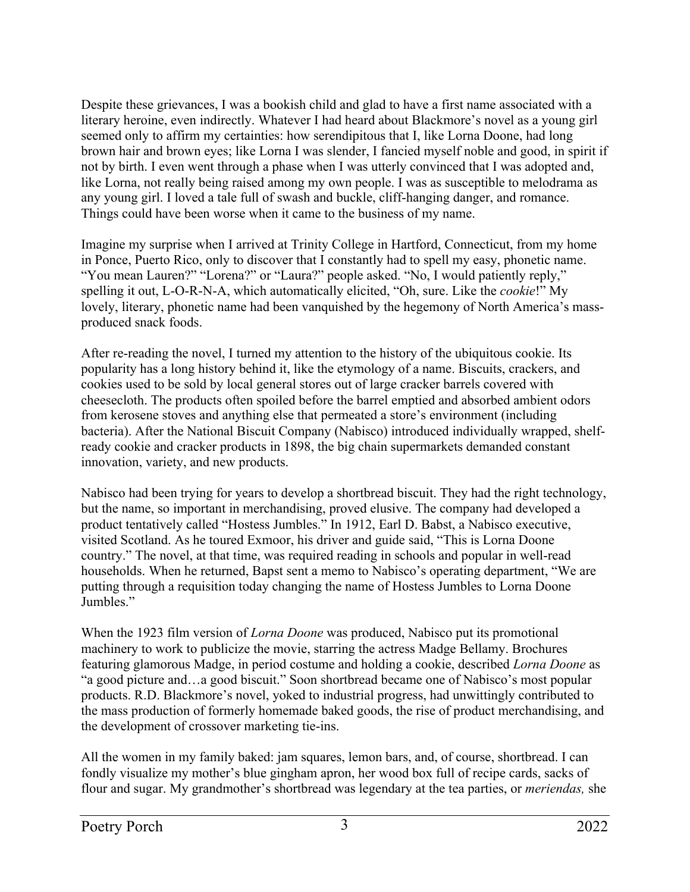Despite these grievances, I was a bookish child and glad to have a first name associated with a literary heroine, even indirectly. Whatever I had heard about Blackmore's novel as a young girl seemed only to affirm my certainties: how serendipitous that I, like Lorna Doone, had long brown hair and brown eyes; like Lorna I was slender, I fancied myself noble and good, in spirit if not by birth. I even went through a phase when I was utterly convinced that I was adopted and, like Lorna, not really being raised among my own people. I was as susceptible to melodrama as any young girl. I loved a tale full of swash and buckle, cliff-hanging danger, and romance. Things could have been worse when it came to the business of my name.

Imagine my surprise when I arrived at Trinity College in Hartford, Connecticut, from my home in Ponce, Puerto Rico, only to discover that I constantly had to spell my easy, phonetic name. "You mean Lauren?" "Lorena?" or "Laura?" people asked. "No, I would patiently reply," spelling it out, L-O-R-N-A, which automatically elicited, "Oh, sure. Like the *cookie*!" My lovely, literary, phonetic name had been vanquished by the hegemony of North America's mass-produced snack foods.

After re-reading the novel, I turned my attention to the history of the ubiquitous cookie. Its popularity has a long history behind it, like the etymology of a name. Biscuits, crackers, and cookies used to be sold by local general stores out of large cracker barrels covered with cheesecloth. The products often spoiled before the barrel emptied and absorbed ambient odors from kerosene stoves and anything else that permeated a store's environment (including bacteria). After the National Biscuit Company (Nabisco) introduced individually wrapped, shelf-ready cookie and cracker products in 1898, the big chain supermarkets demanded constant innovation, variety, and new products.

Nabisco had been trying for years to develop a shortbread biscuit. They had the right technology, but the name, so important in merchandising, proved elusive. The company had developed a product tentatively called "Hostess Jumbles." In 1912, Earl D. Babst, a Nabisco executive, visited Scotland. As he toured Exmoor, his driver and guide said, "This is Lorna Doone country." The novel, at that time, was required reading in schools and popular in well-read households. When he returned, Bapst sent a memo to Nabisco's operating department, "We are putting through a requisition today changing the name of Hostess Jumbles to Lorna Doone Jumbles."

When the 1923 film version of *Lorna Doone* was produced, Nabisco put its promotional machinery to work to publicize the movie, starring the actress Madge Bellamy. Brochures featuring glamorous Madge, in period costume and holding a cookie, described *Lorna Doone* as "a good picture and…a good biscuit." Soon shortbread became one of Nabisco's most popular products. R.D. Blackmore's novel, yoked to industrial progress, had unwittingly contributed to the mass production of formerly homemade baked goods, the rise of product merchandising, and the development of crossover marketing tie-ins.

All the women in my family baked: jam squares, lemon bars, and, of course, shortbread. I can fondly visualize my mother's blue gingham apron, her wood box full of recipe cards, sacks of flour and sugar. My grandmother's shortbread was legendary at the tea parties, or *meriendas,* she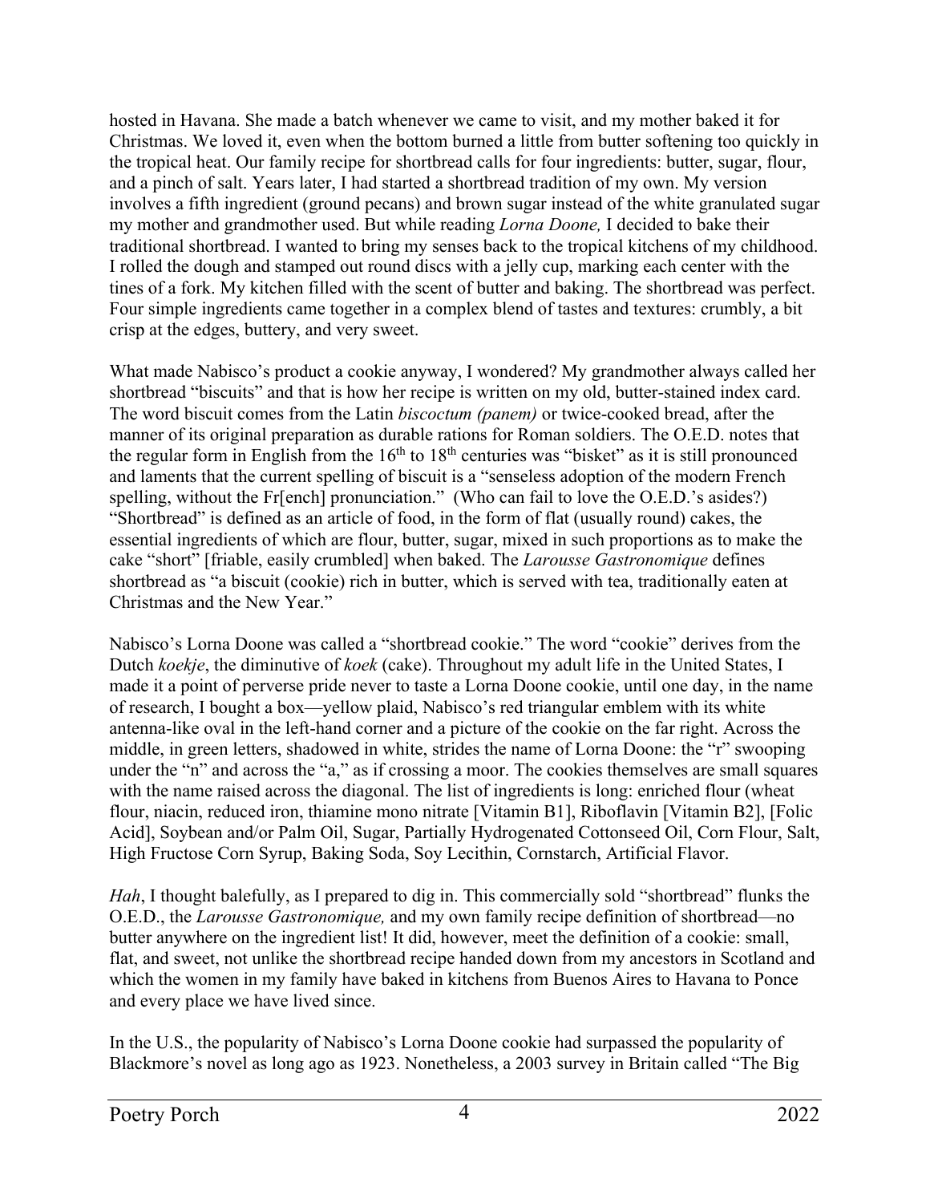hosted in Havana. She made a batch whenever we came to visit, and my mother baked it for Christmas. We loved it, even when the bottom burned a little from butter softening too quickly in the tropical heat. Our family recipe for shortbread calls for four ingredients: butter, sugar, flour, and a pinch of salt. Years later, I had started a shortbread tradition of my own. My version involves a fifth ingredient (ground pecans) and brown sugar instead of the white granulated sugar my mother and grandmother used. But while reading *Lorna Doone,* I decided to bake their traditional shortbread. I wanted to bring my senses back to the tropical kitchens of my childhood. I rolled the dough and stamped out round discs with a jelly cup, marking each center with the tines of a fork. My kitchen filled with the scent of butter and baking. The shortbread was perfect. Four simple ingredients came together in a complex blend of tastes and textures: crumbly, a bit crisp at the edges, buttery, and very sweet.

What made Nabisco's product a cookie anyway, I wondered? My grandmother always called her shortbread "biscuits" and that is how her recipe is written on my old, butter-stained index card. The word biscuit comes from the Latin *biscoctum (panem)* or twice-cooked bread, after the manner of its original preparation as durable rations for Roman soldiers. The O.E.D. notes that the regular form in English from the 16th to 18th centuries was "bisket" as it is still pronounced and laments that the current spelling of biscuit is a "senseless adoption of the modern French spelling, without the Fr[ench] pronunciation." (Who can fail to love the O.E.D.'s asides?) "Shortbread" is defined as an article of food, in the form of flat (usually round) cakes, the essential ingredients of which are flour, butter, sugar, mixed in such proportions as to make the cake "short" [friable, easily crumbled] when baked. The *Larousse Gastronomique* defines shortbread as "a biscuit (cookie) rich in butter, which is served with tea, traditionally eaten at Christmas and the New Year."

Nabisco's Lorna Doone was called a "shortbread cookie." The word "cookie" derives from the Dutch *koekje*, the diminutive of *koek* (cake). Throughout my adult life in the United States, I made it a point of perverse pride never to taste a Lorna Doone cookie, until one day, in the name of research, I bought a box—yellow plaid, Nabisco's red triangular emblem with its white antenna-like oval in the left-hand corner and a picture of the cookie on the far right. Across the middle, in green letters, shadowed in white, strides the name of Lorna Doone: the "r" swooping under the "n" and across the "a," as if crossing a moor. The cookies themselves are small squares with the name raised across the diagonal. The list of ingredients is long: enriched flour (wheat flour, niacin, reduced iron, thiamine mono nitrate [Vitamin B1], Riboflavin [Vitamin B2], [Folic Acid], Soybean and/or Palm Oil, Sugar, Partially Hydrogenated Cottonseed Oil, Corn Flour, Salt, High Fructose Corn Syrup, Baking Soda, Soy Lecithin, Cornstarch, Artificial Flavor.

*Hah*, I thought balefully, as I prepared to dig in. This commercially sold "shortbread" flunks the O.E.D., the *Larousse Gastronomique,* and my own family recipe definition of shortbread—no butter anywhere on the ingredient list! It did, however, meet the definition of a cookie: small, flat, and sweet, not unlike the shortbread recipe handed down from my ancestors in Scotland and which the women in my family have baked in kitchens from Buenos Aires to Havana to Ponce and every place we have lived since.

In the U.S., the popularity of Nabisco's Lorna Doone cookie had surpassed the popularity of Blackmore's novel as long ago as 1923. Nonetheless, a 2003 survey in Britain called "The Big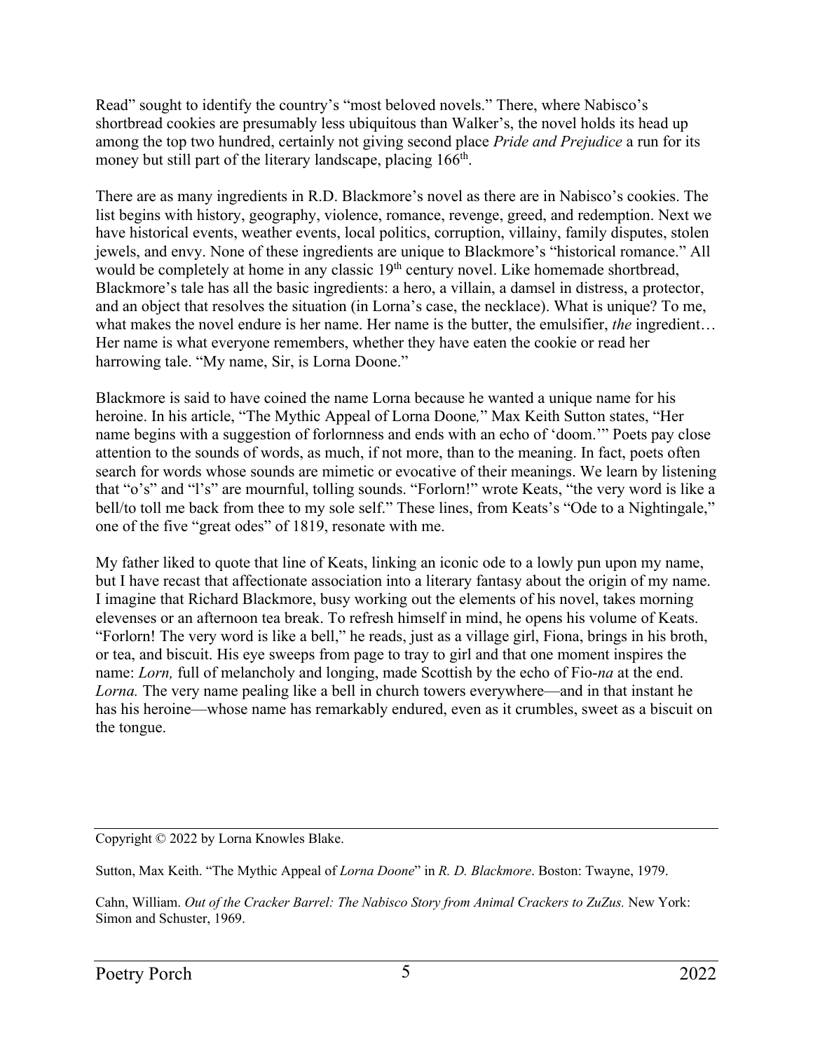Read" sought to identify the country's "most beloved novels." There, where Nabisco's shortbread cookies are presumably less ubiquitous than Walker's, the novel holds its head up among the top two hundred, certainly not giving second place *Pride and Prejudice* a run for its money but still part of the literary landscape, placing 166th.

There are as many ingredients in R.D. Blackmore's novel as there are in Nabisco's cookies. The list begins with history, geography, violence, romance, revenge, greed, and redemption. Next we have historical events, weather events, local politics, corruption, villainy, family disputes, stolen jewels, and envy. None of these ingredients are unique to Blackmore's "historical romance." All would be completely at home in any classic 19th century novel. Like homemade shortbread, Blackmore's tale has all the basic ingredients: a hero, a villain, a damsel in distress, a protector, and an object that resolves the situation (in Lorna's case, the necklace). What is unique? To me, what makes the novel endure is her name. Her name is the butter, the emulsifier, *the* ingredient… Her name is what everyone remembers, whether they have eaten the cookie or read her harrowing tale. "My name, Sir, is Lorna Doone."

Blackmore is said to have coined the name Lorna because he wanted a unique name for his heroine. In his article, "The Mythic Appeal of Lorna Doone," Max Keith Sutton states, "Her name begins with a suggestion of forlornness and ends with an echo of 'doom.'" Poets pay close attention to the sounds of words, as much, if not more, than to the meaning. In fact, poets often search for words whose sounds are mimetic or evocative of their meanings. We learn by listening that "o's" and "l's" are mournful, tolling sounds. "Forlorn!" wrote Keats, "the very word is like a bell/to toll me back from thee to my sole self." These lines, from Keats's "Ode to a Nightingale," one of the five "great odes" of 1819, resonate with me.

My father liked to quote that line of Keats, linking an iconic ode to a lowly pun upon my name, but I have recast that affectionate association into a literary fantasy about the origin of my name. I imagine that Richard Blackmore, busy working out the elements of his novel, takes morning elevenses or an afternoon tea break. To refresh himself in mind, he opens his volume of Keats. "Forlorn! The very word is like a bell," he reads, just as a village girl, Fiona, brings in his broth, or tea, and biscuit. His eye sweeps from page to tray to girl and that one moment inspires the name: *Lorn,* full of melancholy and longing, made Scottish by the echo of Fio-*na* at the end. *Lorna.* The very name pealing like a bell in church towers everywhere—and in that instant he has his heroine—whose name has remarkably endured, even as it crumbles, sweet as a biscuit on the tongue.

---

Copyright © 2022 by Lorna Knowles Blake.

Sutton, Max Keith. "The Mythic Appeal of *Lorna Doone*" in *R. D. Blackmore*. Boston: Twayne, 1979.

Cahn, William. *Out of the Cracker Barrel: The Nabisco Story from Animal Crackers to ZuZus.* New York: Simon and Schuster, 1969.